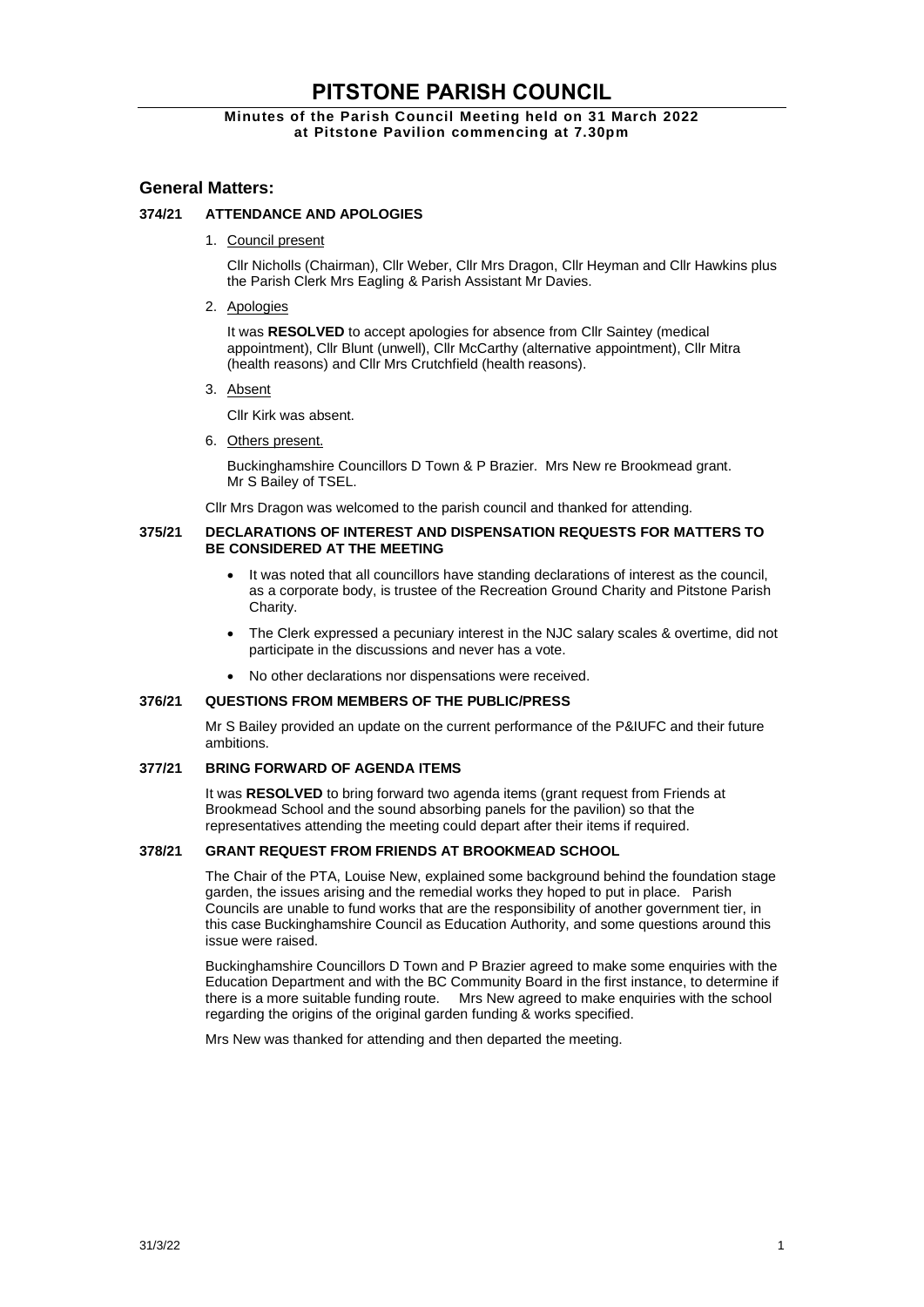# PITSTONE PARISH COUNCIL

**Minutes of the Parish Council Meeting held on 31 March 2022 at Pitstone Pavilion commencing at 7.30pm**

## General Matters:

### 374/21 ATTENDANCE AND APOLOGIES

1. Council present

   Cllr Nicholls (Chairman), Cllr Weber, Cllr Mrs Dragon, Cllr Heyman and Cllr Hawkins plus the Parish Clerk Mrs Eagling & Parish Assistant Mr Davies.

2. Apologies

   It was **RESOLVED** to accept apologies for absence from Cllr Saintey (medical appointment), Cllr Blunt (unwell), Cllr McCarthy (alternative appointment), Cllr Mitra (health reasons) and Cllr Mrs Crutchfield (health reasons).

3. Absent

   Cllr Kirk was absent.

6. Others present.

   Buckinghamshire Councillors D Town & P Brazier. Mrs New re Brookmead grant. Mr S Bailey of TSEL.

Cllr Mrs Dragon was welcomed to the parish council and thanked for attending.

### 375/21 DECLARATIONS OF INTEREST AND DISPENSATION REQUESTS FOR MATTERS TO BE CONSIDERED AT THE MEETING

- It was noted that all councillors have standing declarations of interest as the council, as a corporate body, is trustee of the Recreation Ground Charity and Pitstone Parish Charity.
- The Clerk expressed a pecuniary interest in the NJC salary scales & overtime, did not participate in the discussions and never has a vote.
- No other declarations nor dispensations were received.

### 376/21 QUESTIONS FROM MEMBERS OF THE PUBLIC/PRESS

Mr S Bailey provided an update on the current performance of the P&IUFC and their future ambitions.

### 377/21 BRING FORWARD OF AGENDA ITEMS

It was **RESOLVED** to bring forward two agenda items (grant request from Friends at Brookmead School and the sound absorbing panels for the pavilion) so that the representatives attending the meeting could depart after their items if required.

### 378/21 GRANT REQUEST FROM FRIENDS AT BROOKMEAD SCHOOL

The Chair of the PTA, Louise New, explained some background behind the foundation stage garden, the issues arising and the remedial works they hoped to put in place. Parish Councils are unable to fund works that are the responsibility of another government tier, in this case Buckinghamshire Council as Education Authority, and some questions around this issue were raised.

Buckinghamshire Councillors D Town and P Brazier agreed to make some enquiries with the Education Department and with the BC Community Board in the first instance, to determine if there is a more suitable funding route. Mrs New agreed to make enquiries with the school regarding the origins of the original garden funding & works specified.

Mrs New was thanked for attending and then departed the meeting.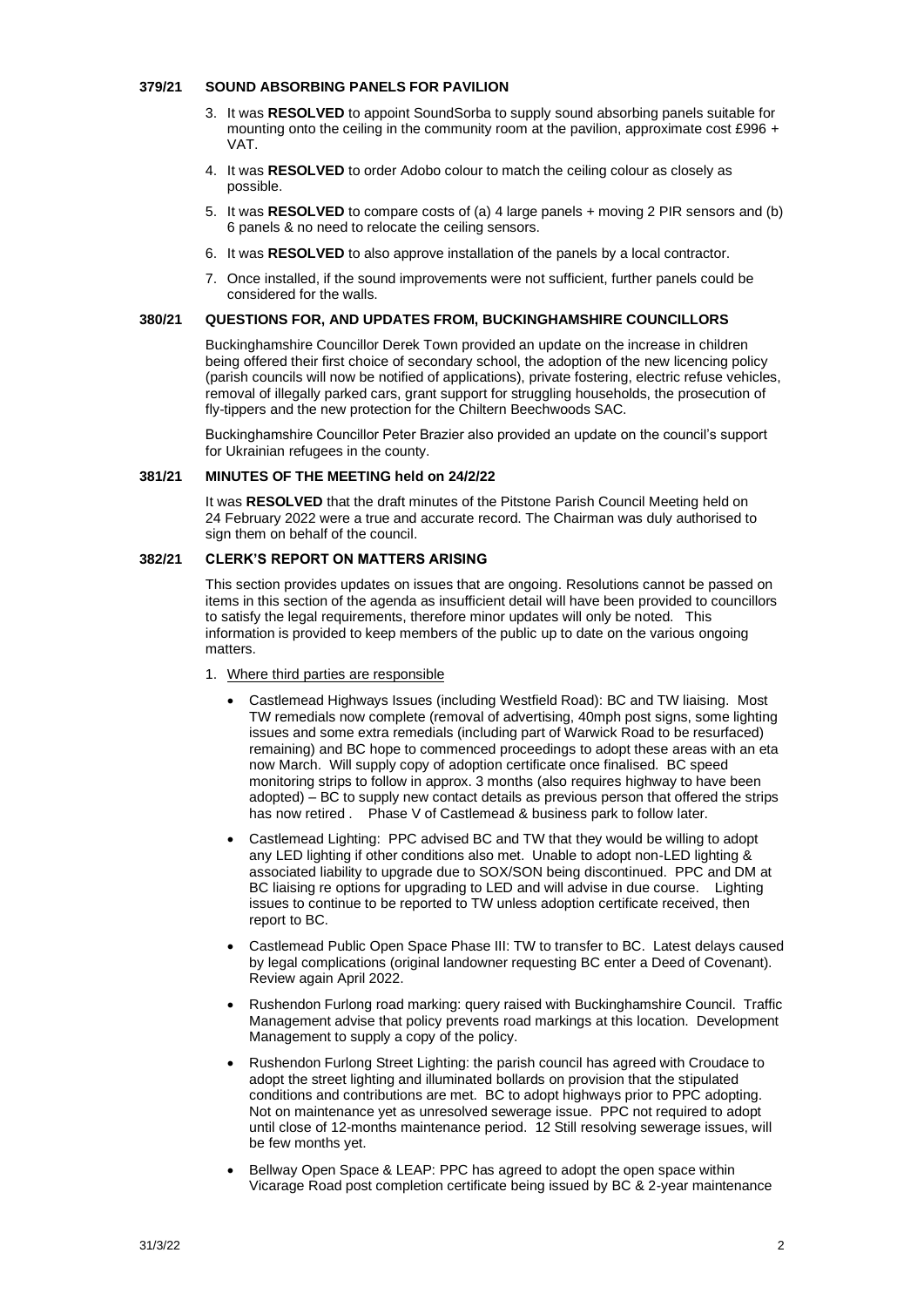### 379/21 SOUND ABSORBING PANELS FOR PAVILION

3. It was **RESOLVED** to appoint SoundSorba to supply sound absorbing panels suitable for mounting onto the ceiling in the community room at the pavilion, approximate cost £996 + VAT.
4. It was **RESOLVED** to order Adobo colour to match the ceiling colour as closely as possible.
5. It was **RESOLVED** to compare costs of (a) 4 large panels + moving 2 PIR sensors and (b) 6 panels & no need to relocate the ceiling sensors.
6. It was **RESOLVED** to also approve installation of the panels by a local contractor.
7. Once installed, if the sound improvements were not sufficient, further panels could be considered for the walls.

### 380/21 QUESTIONS FOR, AND UPDATES FROM, BUCKINGHAMSHIRE COUNCILLORS

Buckinghamshire Councillor Derek Town provided an update on the increase in children being offered their first choice of secondary school, the adoption of the new licencing policy (parish councils will now be notified of applications), private fostering, electric refuse vehicles, removal of illegally parked cars, grant support for struggling households, the prosecution of fly-tippers and the new protection for the Chiltern Beechwoods SAC.

Buckinghamshire Councillor Peter Brazier also provided an update on the council's support for Ukrainian refugees in the county.

### 381/21 MINUTES OF THE MEETING held on 24/2/22

It was **RESOLVED** that the draft minutes of the Pitstone Parish Council Meeting held on 24 February 2022 were a true and accurate record. The Chairman was duly authorised to sign them on behalf of the council.

### 382/21 CLERK'S REPORT ON MATTERS ARISING

This section provides updates on issues that are ongoing. Resolutions cannot be passed on items in this section of the agenda as insufficient detail will have been provided to councillors to satisfy the legal requirements, therefore minor updates will only be noted. This information is provided to keep members of the public up to date on the various ongoing matters.

1. Where third parties are responsible

   - Castlemead Highways Issues (including Westfield Road): BC and TW liaising. Most TW remedials now complete (removal of advertising, 40mph post signs, some lighting issues and some extra remedials (including part of Warwick Road to be resurfaced) remaining) and BC hope to commenced proceedings to adopt these areas with an eta now March. Will supply copy of adoption certificate once finalised. BC speed monitoring strips to follow in approx. 3 months (also requires highway to have been adopted) – BC to supply new contact details as previous person that offered the strips has now retired . Phase V of Castlemead & business park to follow later.
   - Castlemead Lighting: PPC advised BC and TW that they would be willing to adopt any LED lighting if other conditions also met. Unable to adopt non-LED lighting & associated liability to upgrade due to SOX/SON being discontinued. PPC and DM at BC liaising re options for upgrading to LED and will advise in due course. Lighting issues to continue to be reported to TW unless adoption certificate received, then report to BC.
   - Castlemead Public Open Space Phase III: TW to transfer to BC. Latest delays caused by legal complications (original landowner requesting BC enter a Deed of Covenant). Review again April 2022.
   - Rushendon Furlong road marking: query raised with Buckinghamshire Council. Traffic Management advise that policy prevents road markings at this location. Development Management to supply a copy of the policy.
   - Rushendon Furlong Street Lighting: the parish council has agreed with Croudace to adopt the street lighting and illuminated bollards on provision that the stipulated conditions and contributions are met. BC to adopt highways prior to PPC adopting. Not on maintenance yet as unresolved sewerage issue. PPC not required to adopt until close of 12-months maintenance period. 12 Still resolving sewerage issues, will be few months yet.
   - Bellway Open Space & LEAP: PPC has agreed to adopt the open space within Vicarage Road post completion certificate being issued by BC & 2-year maintenance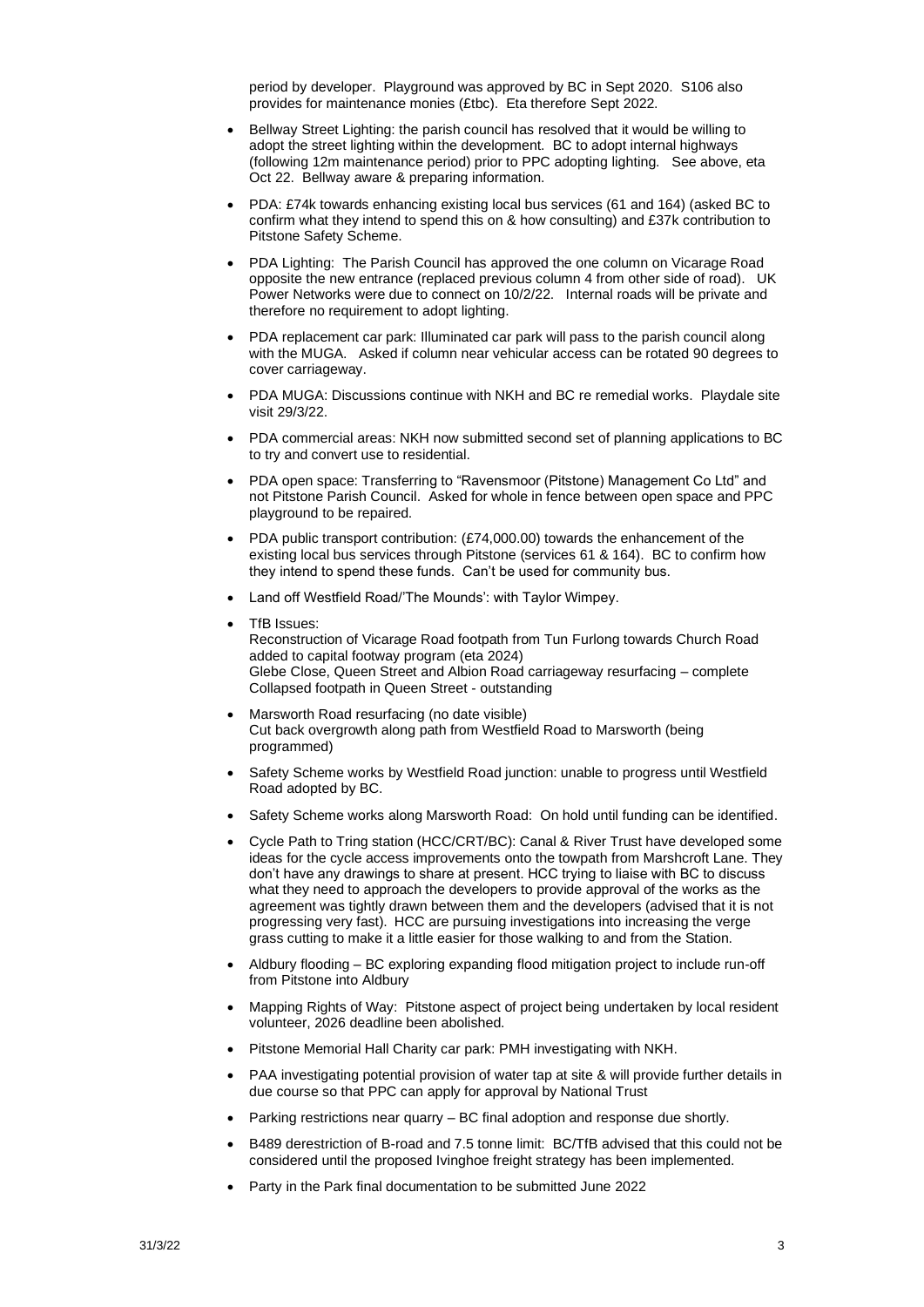period by developer. Playground was approved by BC in Sept 2020. S106 also provides for maintenance monies (£tbc). Eta therefore Sept 2022.

- Bellway Street Lighting: the parish council has resolved that it would be willing to adopt the street lighting within the development. BC to adopt internal highways (following 12m maintenance period) prior to PPC adopting lighting. See above, eta Oct 22. Bellway aware & preparing information.
- PDA: £74k towards enhancing existing local bus services (61 and 164) (asked BC to confirm what they intend to spend this on & how consulting) and £37k contribution to Pitstone Safety Scheme.
- PDA Lighting: The Parish Council has approved the one column on Vicarage Road opposite the new entrance (replaced previous column 4 from other side of road). UK Power Networks were due to connect on 10/2/22. Internal roads will be private and therefore no requirement to adopt lighting.
- PDA replacement car park: Illuminated car park will pass to the parish council along with the MUGA. Asked if column near vehicular access can be rotated 90 degrees to cover carriageway.
- PDA MUGA: Discussions continue with NKH and BC re remedial works. Playdale site visit 29/3/22.
- PDA commercial areas: NKH now submitted second set of planning applications to BC to try and convert use to residential.
- PDA open space: Transferring to "Ravensmoor (Pitstone) Management Co Ltd" and not Pitstone Parish Council. Asked for whole in fence between open space and PPC playground to be repaired.
- PDA public transport contribution: (£74,000.00) towards the enhancement of the existing local bus services through Pitstone (services 61 & 164). BC to confirm how they intend to spend these funds. Can't be used for community bus.
- Land off Westfield Road/'The Mounds': with Taylor Wimpey.
- TfB Issues:
  Reconstruction of Vicarage Road footpath from Tun Furlong towards Church Road added to capital footway program (eta 2024)
  Glebe Close, Queen Street and Albion Road carriageway resurfacing – complete
  Collapsed footpath in Queen Street - outstanding
- Marsworth Road resurfacing (no date visible)
  Cut back overgrowth along path from Westfield Road to Marsworth (being programmed)
- Safety Scheme works by Westfield Road junction: unable to progress until Westfield Road adopted by BC.
- Safety Scheme works along Marsworth Road: On hold until funding can be identified.
- Cycle Path to Tring station (HCC/CRT/BC): Canal & River Trust have developed some ideas for the cycle access improvements onto the towpath from Marshcroft Lane. They don't have any drawings to share at present. HCC trying to liaise with BC to discuss what they need to approach the developers to provide approval of the works as the agreement was tightly drawn between them and the developers (advised that it is not progressing very fast). HCC are pursuing investigations into increasing the verge grass cutting to make it a little easier for those walking to and from the Station.
- Aldbury flooding – BC exploring expanding flood mitigation project to include run-off from Pitstone into Aldbury
- Mapping Rights of Way: Pitstone aspect of project being undertaken by local resident volunteer, 2026 deadline been abolished.
- Pitstone Memorial Hall Charity car park: PMH investigating with NKH.
- PAA investigating potential provision of water tap at site & will provide further details in due course so that PPC can apply for approval by National Trust
- Parking restrictions near quarry – BC final adoption and response due shortly.
- B489 derestriction of B-road and 7.5 tonne limit: BC/TfB advised that this could not be considered until the proposed Ivinghoe freight strategy has been implemented.
- Party in the Park final documentation to be submitted June 2022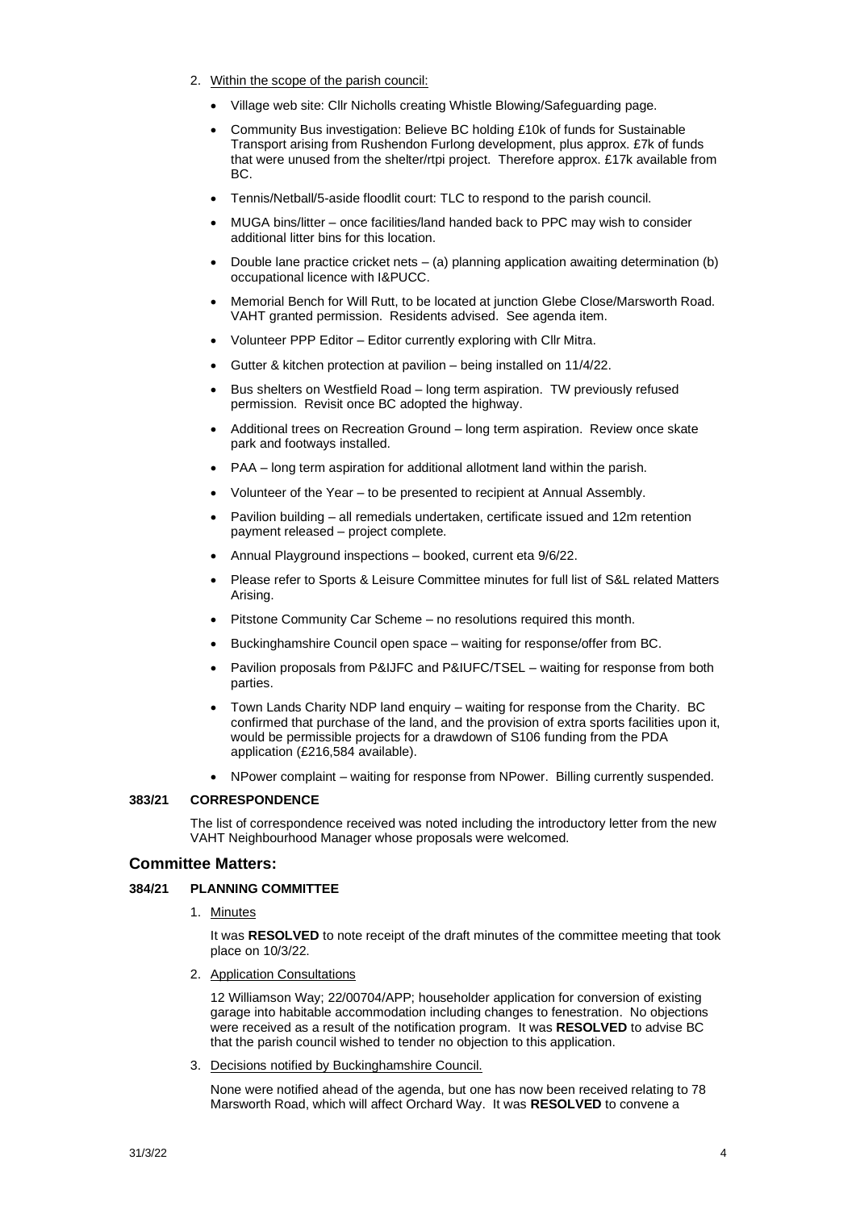2. Within the scope of the parish council:

   - Village web site: Cllr Nicholls creating Whistle Blowing/Safeguarding page.
   - Community Bus investigation: Believe BC holding £10k of funds for Sustainable Transport arising from Rushendon Furlong development, plus approx. £7k of funds that were unused from the shelter/rtpi project. Therefore approx. £17k available from BC.
   - Tennis/Netball/5-aside floodlit court: TLC to respond to the parish council.
   - MUGA bins/litter – once facilities/land handed back to PPC may wish to consider additional litter bins for this location.
   - Double lane practice cricket nets – (a) planning application awaiting determination (b) occupational licence with I&PUCC.
   - Memorial Bench for Will Rutt, to be located at junction Glebe Close/Marsworth Road. VAHT granted permission. Residents advised. See agenda item.
   - Volunteer PPP Editor – Editor currently exploring with Cllr Mitra.
   - Gutter & kitchen protection at pavilion – being installed on 11/4/22.
   - Bus shelters on Westfield Road – long term aspiration. TW previously refused permission. Revisit once BC adopted the highway.
   - Additional trees on Recreation Ground – long term aspiration. Review once skate park and footways installed.
   - PAA – long term aspiration for additional allotment land within the parish.
   - Volunteer of the Year – to be presented to recipient at Annual Assembly.
   - Pavilion building – all remedials undertaken, certificate issued and 12m retention payment released – project complete.
   - Annual Playground inspections – booked, current eta 9/6/22.
   - Please refer to Sports & Leisure Committee minutes for full list of S&L related Matters Arising.
   - Pitstone Community Car Scheme – no resolutions required this month.
   - Buckinghamshire Council open space – waiting for response/offer from BC.
   - Pavilion proposals from P&IJFC and P&IUFC/TSEL – waiting for response from both parties.
   - Town Lands Charity NDP land enquiry – waiting for response from the Charity. BC confirmed that purchase of the land, and the provision of extra sports facilities upon it, would be permissible projects for a drawdown of S106 funding from the PDA application (£216,584 available).
   - NPower complaint – waiting for response from NPower. Billing currently suspended.

**383/21 CORRESPONDENCE**

The list of correspondence received was noted including the introductory letter from the new VAHT Neighbourhood Manager whose proposals were welcomed.

## Committee Matters:

**384/21 PLANNING COMMITTEE**

1. Minutes

   It was **RESOLVED** to note receipt of the draft minutes of the committee meeting that took place on 10/3/22.

2. Application Consultations

   12 Williamson Way; 22/00704/APP; householder application for conversion of existing garage into habitable accommodation including changes to fenestration. No objections were received as a result of the notification program. It was **RESOLVED** to advise BC that the parish council wished to tender no objection to this application.

3. Decisions notified by Buckinghamshire Council.

   None were notified ahead of the agenda, but one has now been received relating to 78 Marsworth Road, which will affect Orchard Way. It was **RESOLVED** to convene a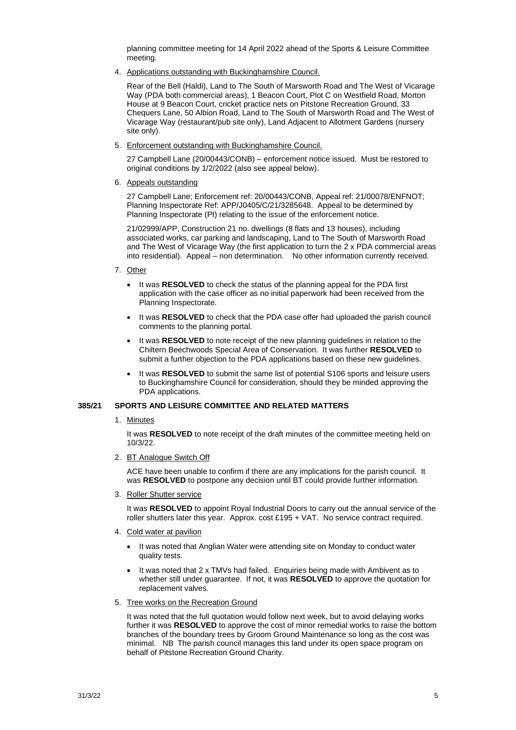planning committee meeting for 14 April 2022 ahead of the Sports & Leisure Committee meeting.

4. Applications outstanding with Buckinghamshire Council.

   Rear of the Bell (Haldi), Land to The South of Marsworth Road and The West of Vicarage Way (PDA both commercial areas), 1 Beacon Court, Plot C on Westfield Road, Morton House at 9 Beacon Court, cricket practice nets on Pitstone Recreation Ground, 33 Chequers Lane, 50 Albion Road, Land to The South of Marsworth Road and The West of Vicarage Way (restaurant/pub site only), Land Adjacent to Allotment Gardens (nursery site only).

5. Enforcement outstanding with Buckinghamshire Council.

   27 Campbell Lane (20/00443/CONB) – enforcement notice issued. Must be restored to original conditions by 1/2/2022 (also see appeal below).

6. Appeals outstanding

   27 Campbell Lane; Enforcement ref: 20/00443/CONB, Appeal ref: 21/00078/ENFNOT; Planning Inspectorate Ref: APP/J0405/C/21/3285648. Appeal to be determined by Planning Inspectorate (PI) relating to the issue of the enforcement notice.

   21/02999/APP, Construction 21 no. dwellings (8 flats and 13 houses), including associated works, car parking and landscaping, Land to The South of Marsworth Road and The West of Vicarage Way (the first application to turn the 2 x PDA commercial areas into residential). Appeal – non determination. No other information currently received.

7. Other

   - It was **RESOLVED** to check the status of the planning appeal for the PDA first application with the case officer as no initial paperwork had been received from the Planning Inspectorate.
   - It was **RESOLVED** to check that the PDA case offer had uploaded the parish council comments to the planning portal.
   - It was **RESOLVED** to note receipt of the new planning guidelines in relation to the Chiltern Beechwoods Special Area of Conservation. It was further **RESOLVED** to submit a further objection to the PDA applications based on these new guidelines.
   - It was **RESOLVED** to submit the same list of potential S106 sports and leisure users to Buckinghamshire Council for consideration, should they be minded approving the PDA applications.

## 385/21 SPORTS AND LEISURE COMMITTEE AND RELATED MATTERS

1. Minutes

   It was **RESOLVED** to note receipt of the draft minutes of the committee meeting held on 10/3/22.

2. BT Analogue Switch Off

   ACE have been unable to confirm if there are any implications for the parish council. It was **RESOLVED** to postpone any decision until BT could provide further information.

3. Roller Shutter service

   It was **RESOLVED** to appoint Royal Industrial Doors to carry out the annual service of the roller shutters later this year. Approx. cost £195 + VAT. No service contract required.

4. Cold water at pavilion

   - It was noted that Anglian Water were attending site on Monday to conduct water quality tests.
   - It was noted that 2 x TMVs had failed. Enquiries being made with Ambivent as to whether still under guarantee. If not, it was **RESOLVED** to approve the quotation for replacement valves.

5. Tree works on the Recreation Ground

   It was noted that the full quotation would follow next week, but to avoid delaying works further it was **RESOLVED** to approve the cost of minor remedial works to raise the bottom branches of the boundary trees by Groom Ground Maintenance so long as the cost was minimal. NB The parish council manages this land under its open space program on behalf of Pitstone Recreation Ground Charity.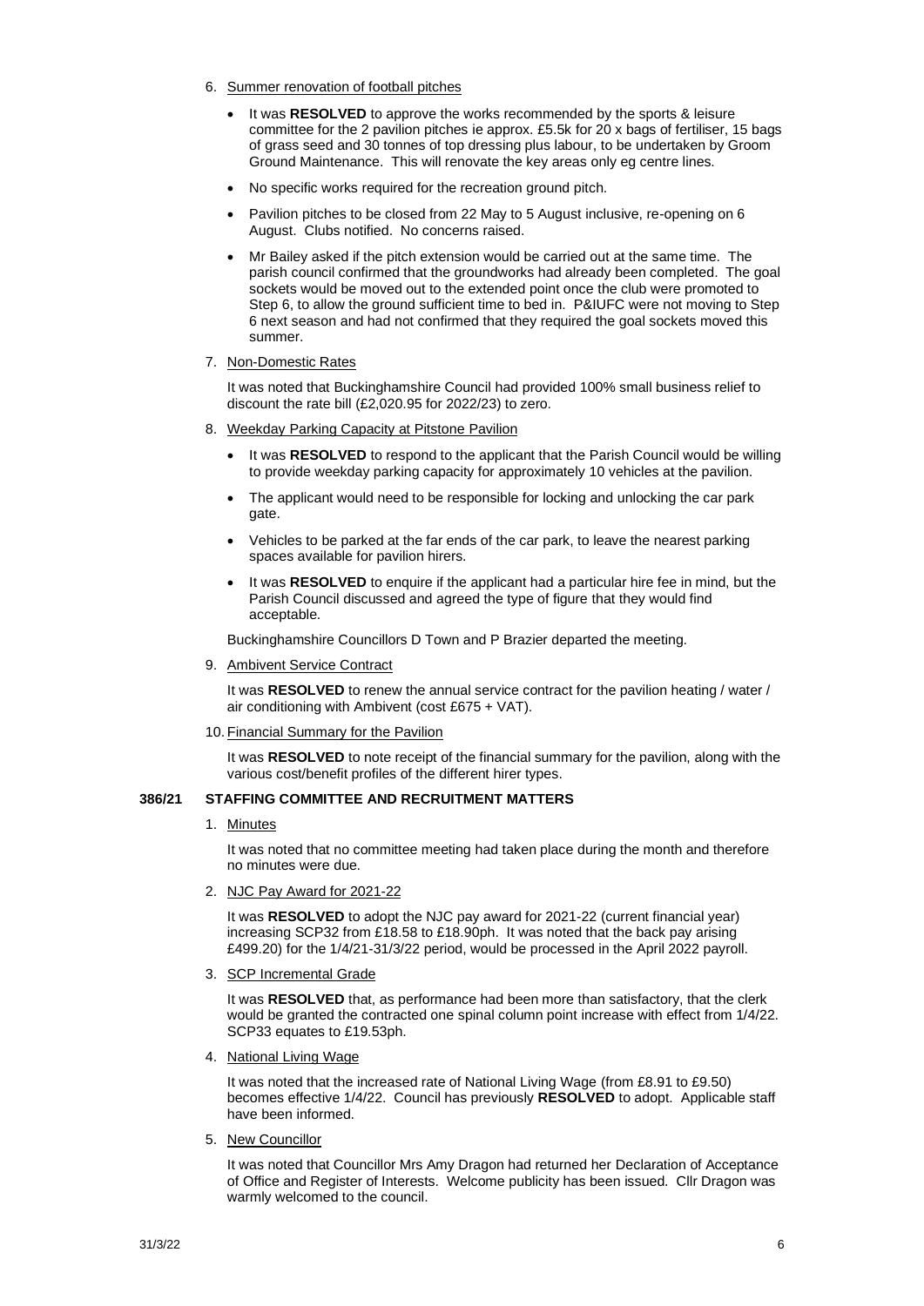6. Summer renovation of football pitches

   - It was **RESOLVED** to approve the works recommended by the sports & leisure committee for the 2 pavilion pitches ie approx. £5.5k for 20 x bags of fertiliser, 15 bags of grass seed and 30 tonnes of top dressing plus labour, to be undertaken by Groom Ground Maintenance. This will renovate the key areas only eg centre lines.
   - No specific works required for the recreation ground pitch.
   - Pavilion pitches to be closed from 22 May to 5 August inclusive, re-opening on 6 August. Clubs notified. No concerns raised.
   - Mr Bailey asked if the pitch extension would be carried out at the same time. The parish council confirmed that the groundworks had already been completed. The goal sockets would be moved out to the extended point once the club were promoted to Step 6, to allow the ground sufficient time to bed in. P&IUFC were not moving to Step 6 next season and had not confirmed that they required the goal sockets moved this summer.

7. Non-Domestic Rates

   It was noted that Buckinghamshire Council had provided 100% small business relief to discount the rate bill (£2,020.95 for 2022/23) to zero.

8. Weekday Parking Capacity at Pitstone Pavilion

   - It was **RESOLVED** to respond to the applicant that the Parish Council would be willing to provide weekday parking capacity for approximately 10 vehicles at the pavilion.
   - The applicant would need to be responsible for locking and unlocking the car park gate.
   - Vehicles to be parked at the far ends of the car park, to leave the nearest parking spaces available for pavilion hirers.
   - It was **RESOLVED** to enquire if the applicant had a particular hire fee in mind, but the Parish Council discussed and agreed the type of figure that they would find acceptable.

   Buckinghamshire Councillors D Town and P Brazier departed the meeting.

9. Ambivent Service Contract

   It was **RESOLVED** to renew the annual service contract for the pavilion heating / water / air conditioning with Ambivent (cost £675 + VAT).

10. Financial Summary for the Pavilion

    It was **RESOLVED** to note receipt of the financial summary for the pavilion, along with the various cost/benefit profiles of the different hirer types.

**386/21 STAFFING COMMITTEE AND RECRUITMENT MATTERS**

1. Minutes

   It was noted that no committee meeting had taken place during the month and therefore no minutes were due.

2. NJC Pay Award for 2021-22

   It was **RESOLVED** to adopt the NJC pay award for 2021-22 (current financial year) increasing SCP32 from £18.58 to £18.90ph. It was noted that the back pay arising £499.20) for the 1/4/21-31/3/22 period, would be processed in the April 2022 payroll.

3. SCP Incremental Grade

   It was **RESOLVED** that, as performance had been more than satisfactory, that the clerk would be granted the contracted one spinal column point increase with effect from 1/4/22. SCP33 equates to £19.53ph.

4. National Living Wage

   It was noted that the increased rate of National Living Wage (from £8.91 to £9.50) becomes effective 1/4/22. Council has previously **RESOLVED** to adopt. Applicable staff have been informed.

5. New Councillor

   It was noted that Councillor Mrs Amy Dragon had returned her Declaration of Acceptance of Office and Register of Interests. Welcome publicity has been issued. Cllr Dragon was warmly welcomed to the council.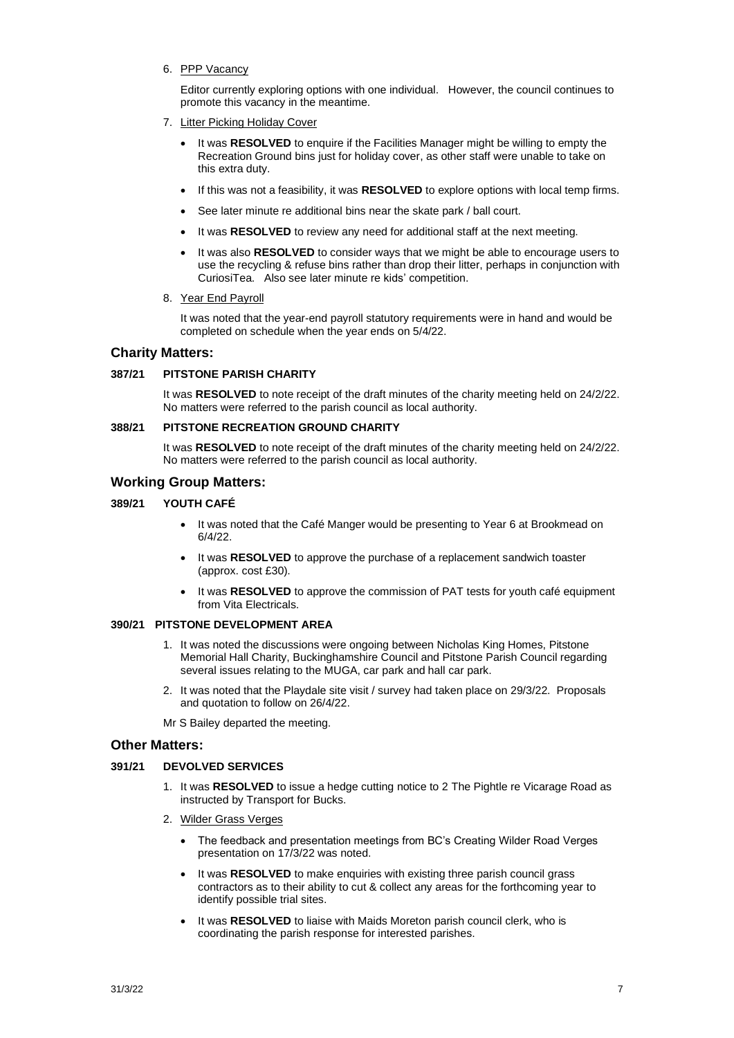6. <u>PPP Vacancy</u>

   Editor currently exploring options with one individual. However, the council continues to promote this vacancy in the meantime.

7. <u>Litter Picking Holiday Cover</u>

   - It was **RESOLVED** to enquire if the Facilities Manager might be willing to empty the Recreation Ground bins just for holiday cover, as other staff were unable to take on this extra duty.
   - If this was not a feasibility, it was **RESOLVED** to explore options with local temp firms.
   - See later minute re additional bins near the skate park / ball court.
   - It was **RESOLVED** to review any need for additional staff at the next meeting.
   - It was also **RESOLVED** to consider ways that we might be able to encourage users to use the recycling & refuse bins rather than drop their litter, perhaps in conjunction with CuriosiTea. Also see later minute re kids' competition.

8. <u>Year End Payroll</u>

   It was noted that the year-end payroll statutory requirements were in hand and would be completed on schedule when the year ends on 5/4/22.

## Charity Matters:

### 387/21 PITSTONE PARISH CHARITY

It was **RESOLVED** to note receipt of the draft minutes of the charity meeting held on 24/2/22. No matters were referred to the parish council as local authority.

### 388/21 PITSTONE RECREATION GROUND CHARITY

It was **RESOLVED** to note receipt of the draft minutes of the charity meeting held on 24/2/22. No matters were referred to the parish council as local authority.

## Working Group Matters:

### 389/21 YOUTH CAFÉ

- It was noted that the Café Manger would be presenting to Year 6 at Brookmead on 6/4/22.
- It was **RESOLVED** to approve the purchase of a replacement sandwich toaster (approx. cost £30).
- It was **RESOLVED** to approve the commission of PAT tests for youth café equipment from Vita Electricals.

### 390/21 PITSTONE DEVELOPMENT AREA

1. It was noted the discussions were ongoing between Nicholas King Homes, Pitstone Memorial Hall Charity, Buckinghamshire Council and Pitstone Parish Council regarding several issues relating to the MUGA, car park and hall car park.
2. It was noted that the Playdale site visit / survey had taken place on 29/3/22. Proposals and quotation to follow on 26/4/22.

Mr S Bailey departed the meeting.

## Other Matters:

### 391/21 DEVOLVED SERVICES

1. It was **RESOLVED** to issue a hedge cutting notice to 2 The Pightle re Vicarage Road as instructed by Transport for Bucks.
2. <u>Wilder Grass Verges</u>
   - The feedback and presentation meetings from BC's Creating Wilder Road Verges presentation on 17/3/22 was noted.
   - It was **RESOLVED** to make enquiries with existing three parish council grass contractors as to their ability to cut & collect any areas for the forthcoming year to identify possible trial sites.
   - It was **RESOLVED** to liaise with Maids Moreton parish council clerk, who is coordinating the parish response for interested parishes.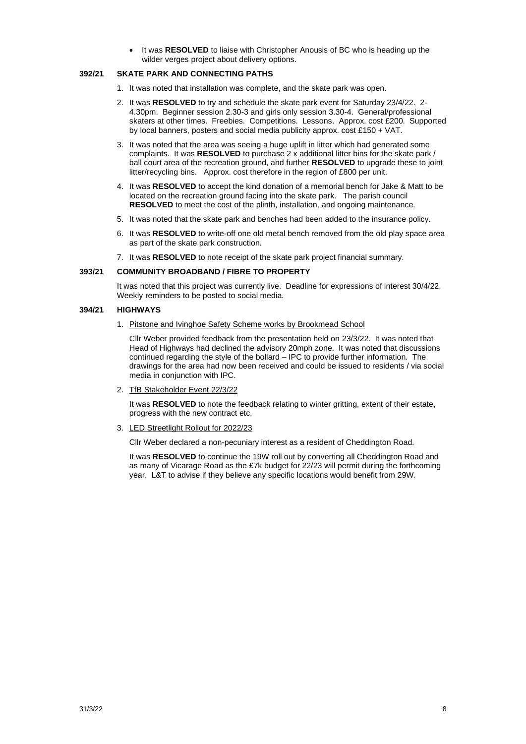- It was **RESOLVED** to liaise with Christopher Anousis of BC who is heading up the wilder verges project about delivery options.

**392/21 SKATE PARK AND CONNECTING PATHS**

1. It was noted that installation was complete, and the skate park was open.
2. It was **RESOLVED** to try and schedule the skate park event for Saturday 23/4/22. 2-4.30pm. Beginner session 2.30-3 and girls only session 3.30-4. General/professional skaters at other times. Freebies. Competitions. Lessons. Approx. cost £200. Supported by local banners, posters and social media publicity approx. cost £150 + VAT.
3. It was noted that the area was seeing a huge uplift in litter which had generated some complaints. It was **RESOLVED** to purchase 2 x additional litter bins for the skate park / ball court area of the recreation ground, and further **RESOLVED** to upgrade these to joint litter/recycling bins. Approx. cost therefore in the region of £800 per unit.
4. It was **RESOLVED** to accept the kind donation of a memorial bench for Jake & Matt to be located on the recreation ground facing into the skate park. The parish council **RESOLVED** to meet the cost of the plinth, installation, and ongoing maintenance.
5. It was noted that the skate park and benches had been added to the insurance policy.
6. It was **RESOLVED** to write-off one old metal bench removed from the old play space area as part of the skate park construction.
7. It was **RESOLVED** to note receipt of the skate park project financial summary.

**393/21 COMMUNITY BROADBAND / FIBRE TO PROPERTY**

It was noted that this project was currently live. Deadline for expressions of interest 30/4/22. Weekly reminders to be posted to social media.

**394/21 HIGHWAYS**

1. <u>Pitstone and Ivinghoe Safety Scheme works by Brookmead School</u>

   Cllr Weber provided feedback from the presentation held on 23/3/22. It was noted that Head of Highways had declined the advisory 20mph zone. It was noted that discussions continued regarding the style of the bollard – IPC to provide further information. The drawings for the area had now been received and could be issued to residents / via social media in conjunction with IPC.

2. <u>TfB Stakeholder Event 22/3/22</u>

   It was **RESOLVED** to note the feedback relating to winter gritting, extent of their estate, progress with the new contract etc.

3. <u>LED Streetlight Rollout for 2022/23</u>

   Cllr Weber declared a non-pecuniary interest as a resident of Cheddington Road.

   It was **RESOLVED** to continue the 19W roll out by converting all Cheddington Road and as many of Vicarage Road as the £7k budget for 22/23 will permit during the forthcoming year. L&T to advise if they believe any specific locations would benefit from 29W.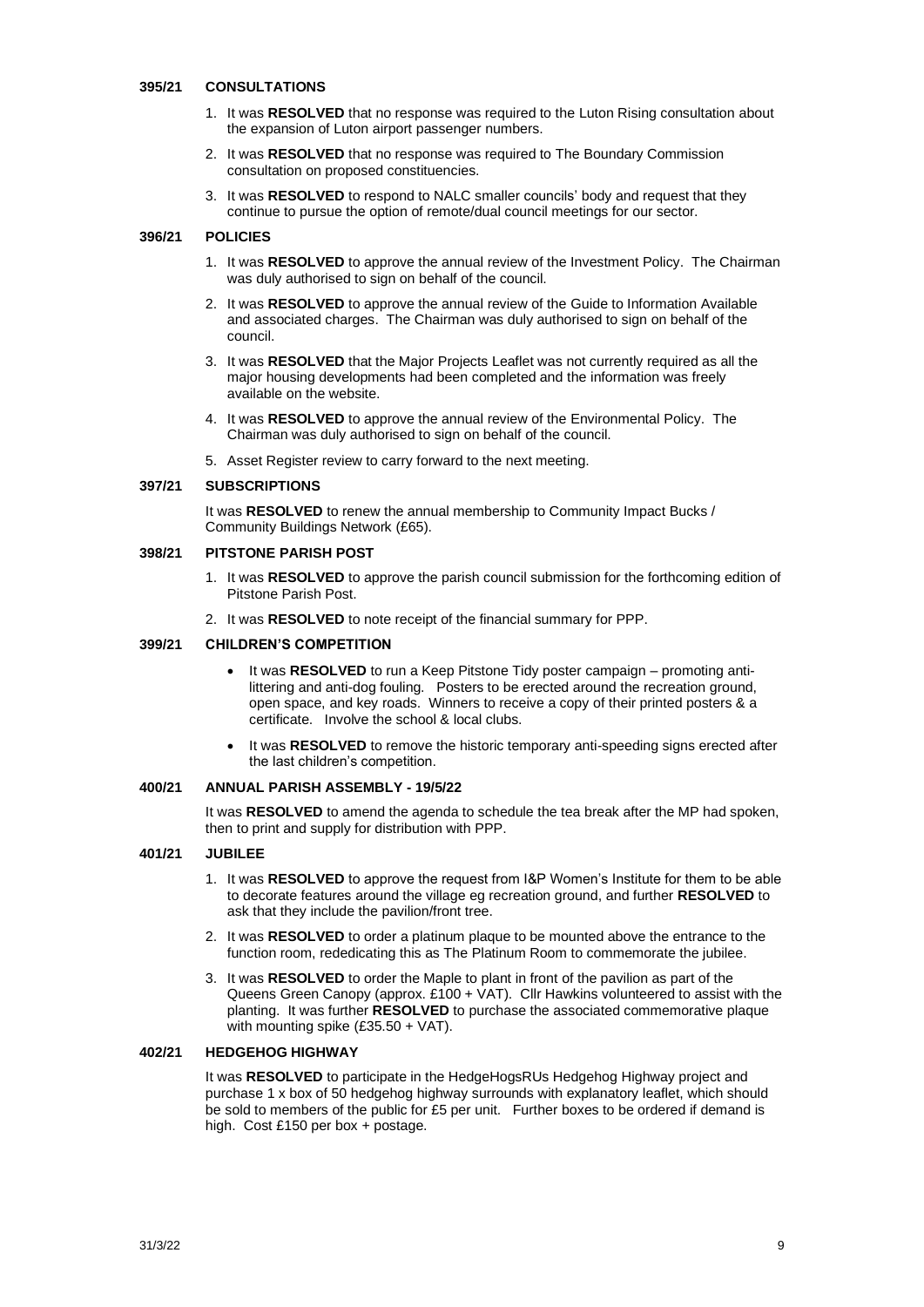## 395/21 CONSULTATIONS

1. It was **RESOLVED** that no response was required to the Luton Rising consultation about the expansion of Luton airport passenger numbers.
2. It was **RESOLVED** that no response was required to The Boundary Commission consultation on proposed constituencies.
3. It was **RESOLVED** to respond to NALC smaller councils' body and request that they continue to pursue the option of remote/dual council meetings for our sector.

## 396/21 POLICIES

1. It was **RESOLVED** to approve the annual review of the Investment Policy. The Chairman was duly authorised to sign on behalf of the council.
2. It was **RESOLVED** to approve the annual review of the Guide to Information Available and associated charges. The Chairman was duly authorised to sign on behalf of the council.
3. It was **RESOLVED** that the Major Projects Leaflet was not currently required as all the major housing developments had been completed and the information was freely available on the website.
4. It was **RESOLVED** to approve the annual review of the Environmental Policy. The Chairman was duly authorised to sign on behalf of the council.
5. Asset Register review to carry forward to the next meeting.

## 397/21 SUBSCRIPTIONS

It was **RESOLVED** to renew the annual membership to Community Impact Bucks / Community Buildings Network (£65).

## 398/21 PITSTONE PARISH POST

1. It was **RESOLVED** to approve the parish council submission for the forthcoming edition of Pitstone Parish Post.
2. It was **RESOLVED** to note receipt of the financial summary for PPP.

## 399/21 CHILDREN'S COMPETITION

- It was **RESOLVED** to run a Keep Pitstone Tidy poster campaign – promoting anti-littering and anti-dog fouling. Posters to be erected around the recreation ground, open space, and key roads. Winners to receive a copy of their printed posters & a certificate. Involve the school & local clubs.
- It was **RESOLVED** to remove the historic temporary anti-speeding signs erected after the last children's competition.

## 400/21 ANNUAL PARISH ASSEMBLY - 19/5/22

It was **RESOLVED** to amend the agenda to schedule the tea break after the MP had spoken, then to print and supply for distribution with PPP.

## 401/21 JUBILEE

1. It was **RESOLVED** to approve the request from I&P Women's Institute for them to be able to decorate features around the village eg recreation ground, and further **RESOLVED** to ask that they include the pavilion/front tree.
2. It was **RESOLVED** to order a platinum plaque to be mounted above the entrance to the function room, rededicating this as The Platinum Room to commemorate the jubilee.
3. It was **RESOLVED** to order the Maple to plant in front of the pavilion as part of the Queens Green Canopy (approx. £100 + VAT). Cllr Hawkins volunteered to assist with the planting. It was further **RESOLVED** to purchase the associated commemorative plaque with mounting spike (£35.50 + VAT).

## 402/21 HEDGEHOG HIGHWAY

It was **RESOLVED** to participate in the HedgeHogsRUs Hedgehog Highway project and purchase 1 x box of 50 hedgehog highway surrounds with explanatory leaflet, which should be sold to members of the public for £5 per unit. Further boxes to be ordered if demand is high. Cost £150 per box + postage.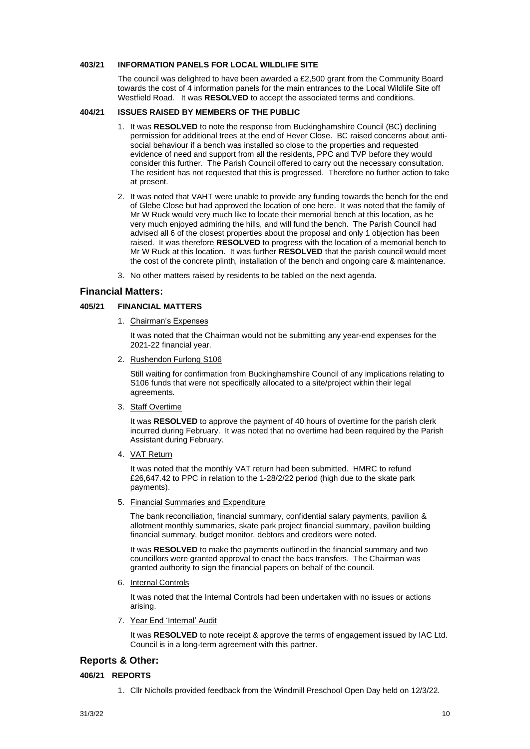**403/21 INFORMATION PANELS FOR LOCAL WILDLIFE SITE**

The council was delighted to have been awarded a £2,500 grant from the Community Board towards the cost of 4 information panels for the main entrances to the Local Wildlife Site off Westfield Road. It was **RESOLVED** to accept the associated terms and conditions.

**404/21 ISSUES RAISED BY MEMBERS OF THE PUBLIC**

1. It was **RESOLVED** to note the response from Buckinghamshire Council (BC) declining permission for additional trees at the end of Hever Close. BC raised concerns about anti-social behaviour if a bench was installed so close to the properties and requested evidence of need and support from all the residents, PPC and TVP before they would consider this further. The Parish Council offered to carry out the necessary consultation. The resident has not requested that this is progressed. Therefore no further action to take at present.
2. It was noted that VAHT were unable to provide any funding towards the bench for the end of Glebe Close but had approved the location of one here. It was noted that the family of Mr W Ruck would very much like to locate their memorial bench at this location, as he very much enjoyed admiring the hills, and will fund the bench. The Parish Council had advised all 6 of the closest properties about the proposal and only 1 objection has been raised. It was therefore **RESOLVED** to progress with the location of a memorial bench to Mr W Ruck at this location. It was further **RESOLVED** that the parish council would meet the cost of the concrete plinth, installation of the bench and ongoing care & maintenance.
3. No other matters raised by residents to be tabled on the next agenda.

## Financial Matters:

**405/21 FINANCIAL MATTERS**

1. Chairman's Expenses

   It was noted that the Chairman would not be submitting any year-end expenses for the 2021-22 financial year.

2. Rushendon Furlong S106

   Still waiting for confirmation from Buckinghamshire Council of any implications relating to S106 funds that were not specifically allocated to a site/project within their legal agreements.

3. Staff Overtime

   It was **RESOLVED** to approve the payment of 40 hours of overtime for the parish clerk incurred during February. It was noted that no overtime had been required by the Parish Assistant during February.

4. VAT Return

   It was noted that the monthly VAT return had been submitted. HMRC to refund £26,647.42 to PPC in relation to the 1-28/2/22 period (high due to the skate park payments).

5. Financial Summaries and Expenditure

   The bank reconciliation, financial summary, confidential salary payments, pavilion & allotment monthly summaries, skate park project financial summary, pavilion building financial summary, budget monitor, debtors and creditors were noted.

   It was **RESOLVED** to make the payments outlined in the financial summary and two councillors were granted approval to enact the bacs transfers. The Chairman was granted authority to sign the financial papers on behalf of the council.

6. Internal Controls

   It was noted that the Internal Controls had been undertaken with no issues or actions arising.

7. Year End 'Internal' Audit

   It was **RESOLVED** to note receipt & approve the terms of engagement issued by IAC Ltd. Council is in a long-term agreement with this partner.

## Reports & Other:

**406/21 REPORTS**

1. Cllr Nicholls provided feedback from the Windmill Preschool Open Day held on 12/3/22.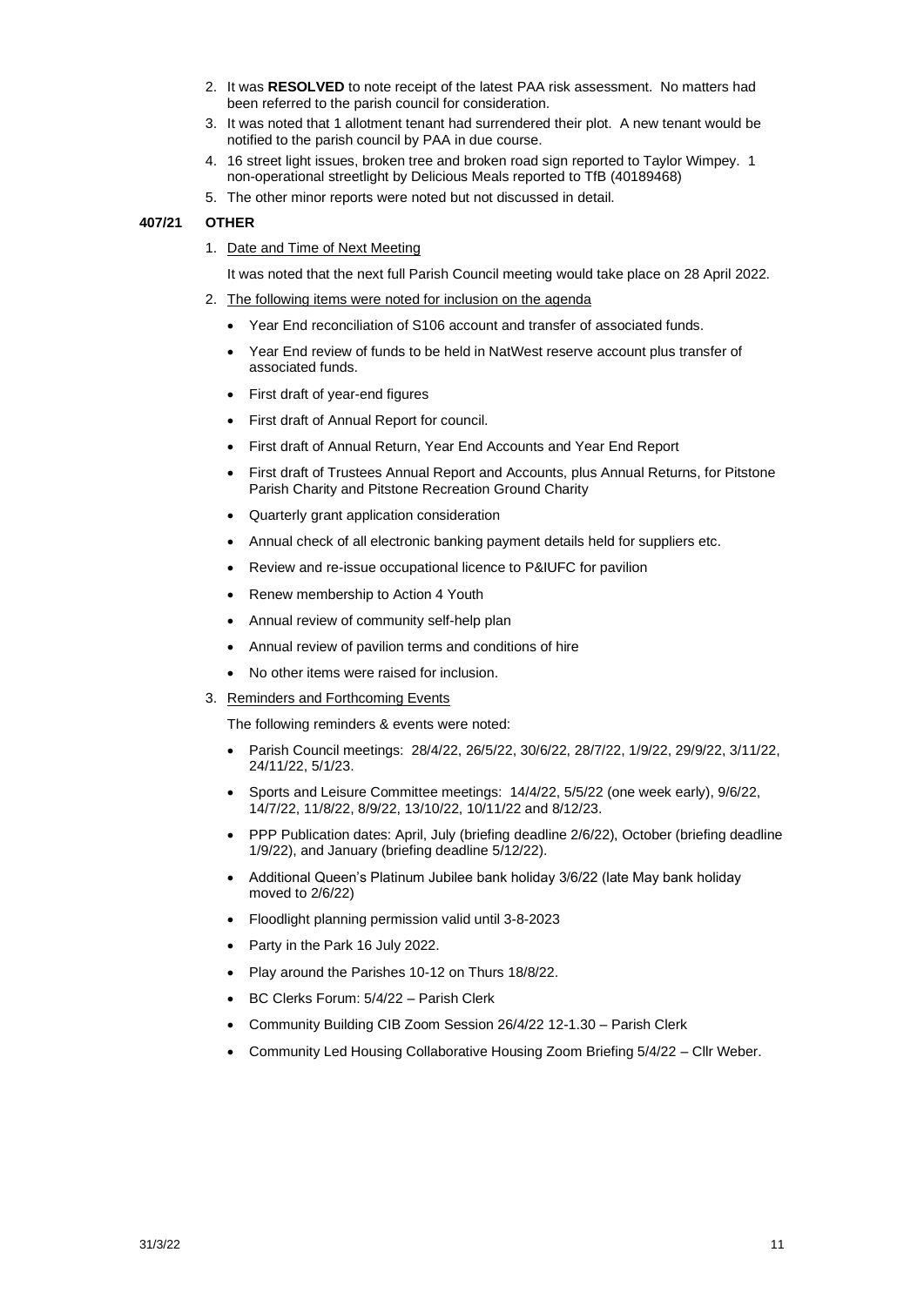2. It was **RESOLVED** to note receipt of the latest PAA risk assessment. No matters had been referred to the parish council for consideration.
3. It was noted that 1 allotment tenant had surrendered their plot. A new tenant would be notified to the parish council by PAA in due course.
4. 16 street light issues, broken tree and broken road sign reported to Taylor Wimpey. 1 non-operational streetlight by Delicious Meals reported to TfB (40189468)
5. The other minor reports were noted but not discussed in detail.

**407/21 OTHER**

1. Date and Time of Next Meeting

   It was noted that the next full Parish Council meeting would take place on 28 April 2022.

2. The following items were noted for inclusion on the agenda

   - Year End reconciliation of S106 account and transfer of associated funds.
   - Year End review of funds to be held in NatWest reserve account plus transfer of associated funds.
   - First draft of year-end figures
   - First draft of Annual Report for council.
   - First draft of Annual Return, Year End Accounts and Year End Report
   - First draft of Trustees Annual Report and Accounts, plus Annual Returns, for Pitstone Parish Charity and Pitstone Recreation Ground Charity
   - Quarterly grant application consideration
   - Annual check of all electronic banking payment details held for suppliers etc.
   - Review and re-issue occupational licence to P&IUFC for pavilion
   - Renew membership to Action 4 Youth
   - Annual review of community self-help plan
   - Annual review of pavilion terms and conditions of hire
   - No other items were raised for inclusion.

3. Reminders and Forthcoming Events

   The following reminders & events were noted:

   - Parish Council meetings: 28/4/22, 26/5/22, 30/6/22, 28/7/22, 1/9/22, 29/9/22, 3/11/22, 24/11/22, 5/1/23.
   - Sports and Leisure Committee meetings: 14/4/22, 5/5/22 (one week early), 9/6/22, 14/7/22, 11/8/22, 8/9/22, 13/10/22, 10/11/22 and 8/12/23.
   - PPP Publication dates: April, July (briefing deadline 2/6/22), October (briefing deadline 1/9/22), and January (briefing deadline 5/12/22).
   - Additional Queen's Platinum Jubilee bank holiday 3/6/22 (late May bank holiday moved to 2/6/22)
   - Floodlight planning permission valid until 3-8-2023
   - Party in the Park 16 July 2022.
   - Play around the Parishes 10-12 on Thurs 18/8/22.
   - BC Clerks Forum: 5/4/22 – Parish Clerk
   - Community Building CIB Zoom Session 26/4/22 12-1.30 – Parish Clerk
   - Community Led Housing Collaborative Housing Zoom Briefing 5/4/22 – Cllr Weber.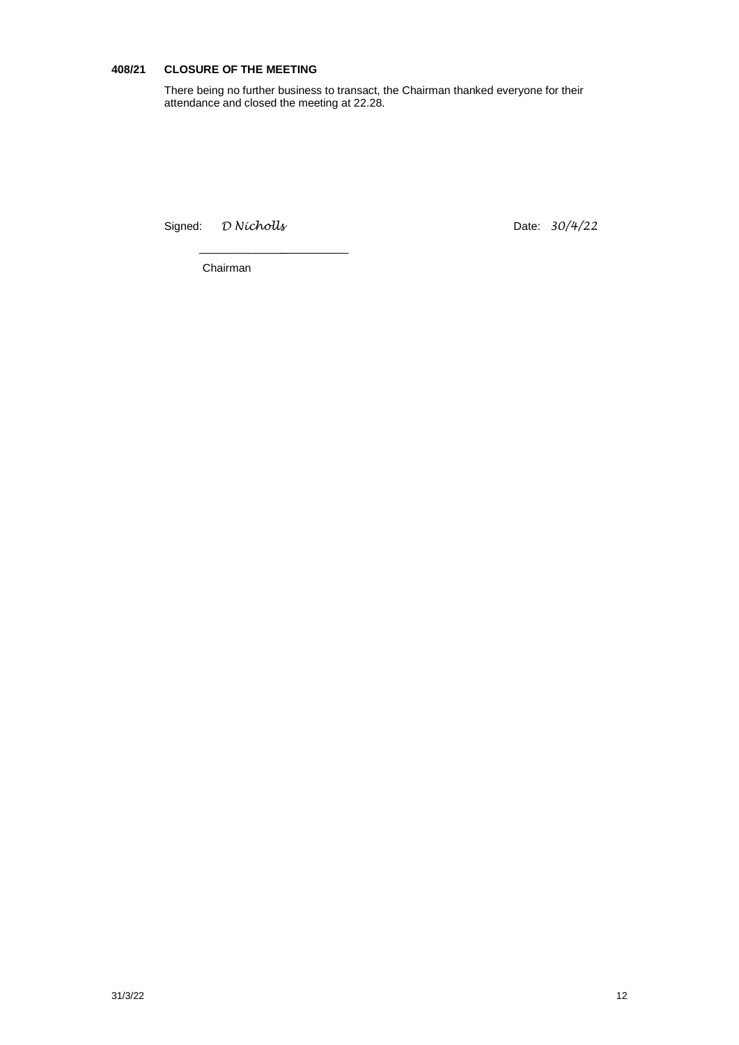**408/21 CLOSURE OF THE MEETING**

There being no further business to transact, the Chairman thanked everyone for their attendance and closed the meeting at 22.28.

Signed: *D Nicholls* Date: *30/4/22*

\_\_\_\_\_\_\_\_\_\_\_\_\_\_\_\_\_\_\_\_\_\_\_\_

Chairman